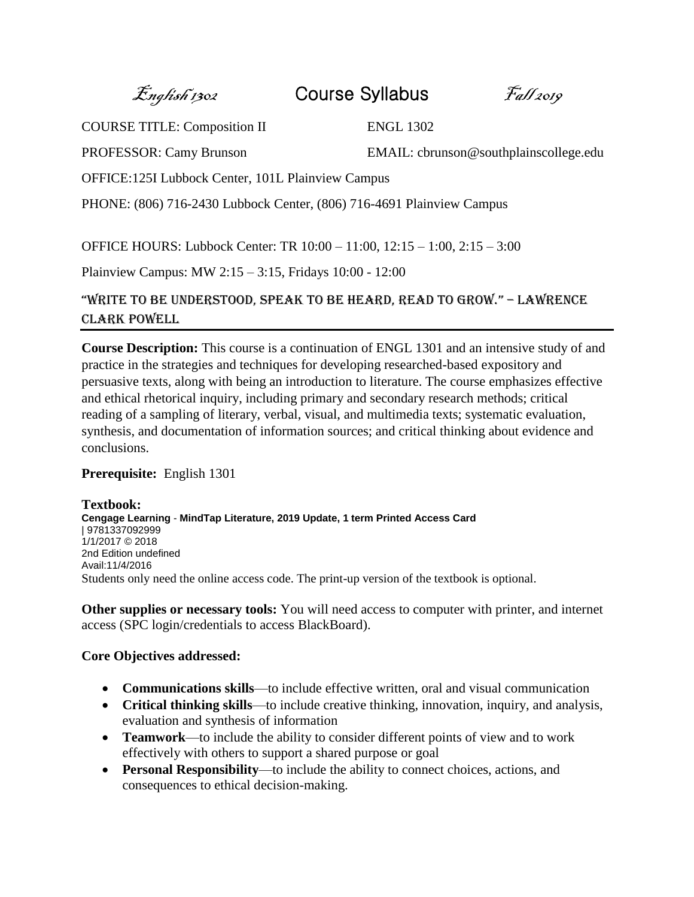*English 1302* **Course Syllabus** *Fall 2019*

COURSE TITLE: Composition II ENGL 1302

PROFESSOR: Camy Brunson EMAIL: cbrunson@southplainscollege.edu

OFFICE:125I Lubbock Center, 101L Plainview Campus

PHONE: (806) 716-2430 Lubbock Center, (806) 716-4691 Plainview Campus

OFFICE HOURS: Lubbock Center: TR 10:00 – 11:00, 12:15 – 1:00, 2:15 – 3:00

Plainview Campus: MW 2:15 – 3:15, Fridays 10:00 - 12:00

## "Write to be understood, speak to be heard, read to grow." – Lawrence Clark Powell

---

**Course Description:** This course is a continuation of ENGL 1301 and an intensive study of and practice in the strategies and techniques for developing researched-based expository and persuasive texts, along with being an introduction to literature. The course emphasizes effective and ethical rhetorical inquiry, including primary and secondary research methods; critical reading of a sampling of literary, verbal, visual, and multimedia texts; systematic evaluation, synthesis, and documentation of information sources; and critical thinking about evidence and conclusions.

**Prerequisite:** English 1301

**Textbook:**
**Cengage Learning** - **MindTap Literature, 2019 Update, 1 term Printed Access Card**
| 9781337092999
1/1/2017 © 2018
2nd Edition undefined
Avail:11/4/2016
Students only need the online access code. The print-up version of the textbook is optional.

**Other supplies or necessary tools:** You will need access to computer with printer, and internet access (SPC login/credentials to access BlackBoard).

**Core Objectives addressed:**

- **Communications skills**—to include effective written, oral and visual communication
- **Critical thinking skills**—to include creative thinking, innovation, inquiry, and analysis, evaluation and synthesis of information
- **Teamwork**—to include the ability to consider different points of view and to work effectively with others to support a shared purpose or goal
- **Personal Responsibility**—to include the ability to connect choices, actions, and consequences to ethical decision-making.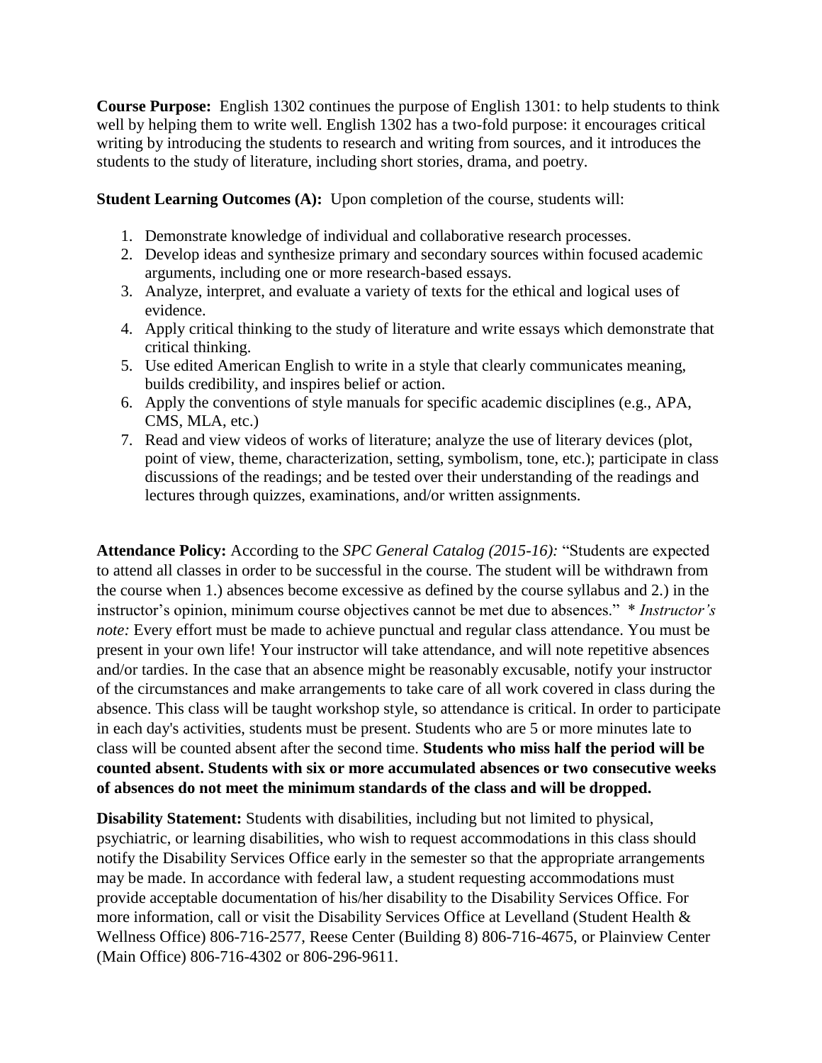**Course Purpose:** English 1302 continues the purpose of English 1301: to help students to think well by helping them to write well. English 1302 has a two-fold purpose: it encourages critical writing by introducing the students to research and writing from sources, and it introduces the students to the study of literature, including short stories, drama, and poetry.

**Student Learning Outcomes (A):** Upon completion of the course, students will:

1. Demonstrate knowledge of individual and collaborative research processes.
2. Develop ideas and synthesize primary and secondary sources within focused academic arguments, including one or more research-based essays.
3. Analyze, interpret, and evaluate a variety of texts for the ethical and logical uses of evidence.
4. Apply critical thinking to the study of literature and write essays which demonstrate that critical thinking.
5. Use edited American English to write in a style that clearly communicates meaning, builds credibility, and inspires belief or action.
6. Apply the conventions of style manuals for specific academic disciplines (e.g., APA, CMS, MLA, etc.)
7. Read and view videos of works of literature; analyze the use of literary devices (plot, point of view, theme, characterization, setting, symbolism, tone, etc.); participate in class discussions of the readings; and be tested over their understanding of the readings and lectures through quizzes, examinations, and/or written assignments.

**Attendance Policy:** According to the *SPC General Catalog (2015-16):* "Students are expected to attend all classes in order to be successful in the course. The student will be withdrawn from the course when 1.) absences become excessive as defined by the course syllabus and 2.) in the instructor's opinion, minimum course objectives cannot be met due to absences." * *Instructor's note:* Every effort must be made to achieve punctual and regular class attendance. You must be present in your own life! Your instructor will take attendance, and will note repetitive absences and/or tardies. In the case that an absence might be reasonably excusable, notify your instructor of the circumstances and make arrangements to take care of all work covered in class during the absence. This class will be taught workshop style, so attendance is critical. In order to participate in each day's activities, students must be present. Students who are 5 or more minutes late to class will be counted absent after the second time. **Students who miss half the period will be counted absent. Students with six or more accumulated absences or two consecutive weeks of absences do not meet the minimum standards of the class and will be dropped.**

**Disability Statement:** Students with disabilities, including but not limited to physical, psychiatric, or learning disabilities, who wish to request accommodations in this class should notify the Disability Services Office early in the semester so that the appropriate arrangements may be made. In accordance with federal law, a student requesting accommodations must provide acceptable documentation of his/her disability to the Disability Services Office. For more information, call or visit the Disability Services Office at Levelland (Student Health & Wellness Office) 806-716-2577, Reese Center (Building 8) 806-716-4675, or Plainview Center (Main Office) 806-716-4302 or 806-296-9611.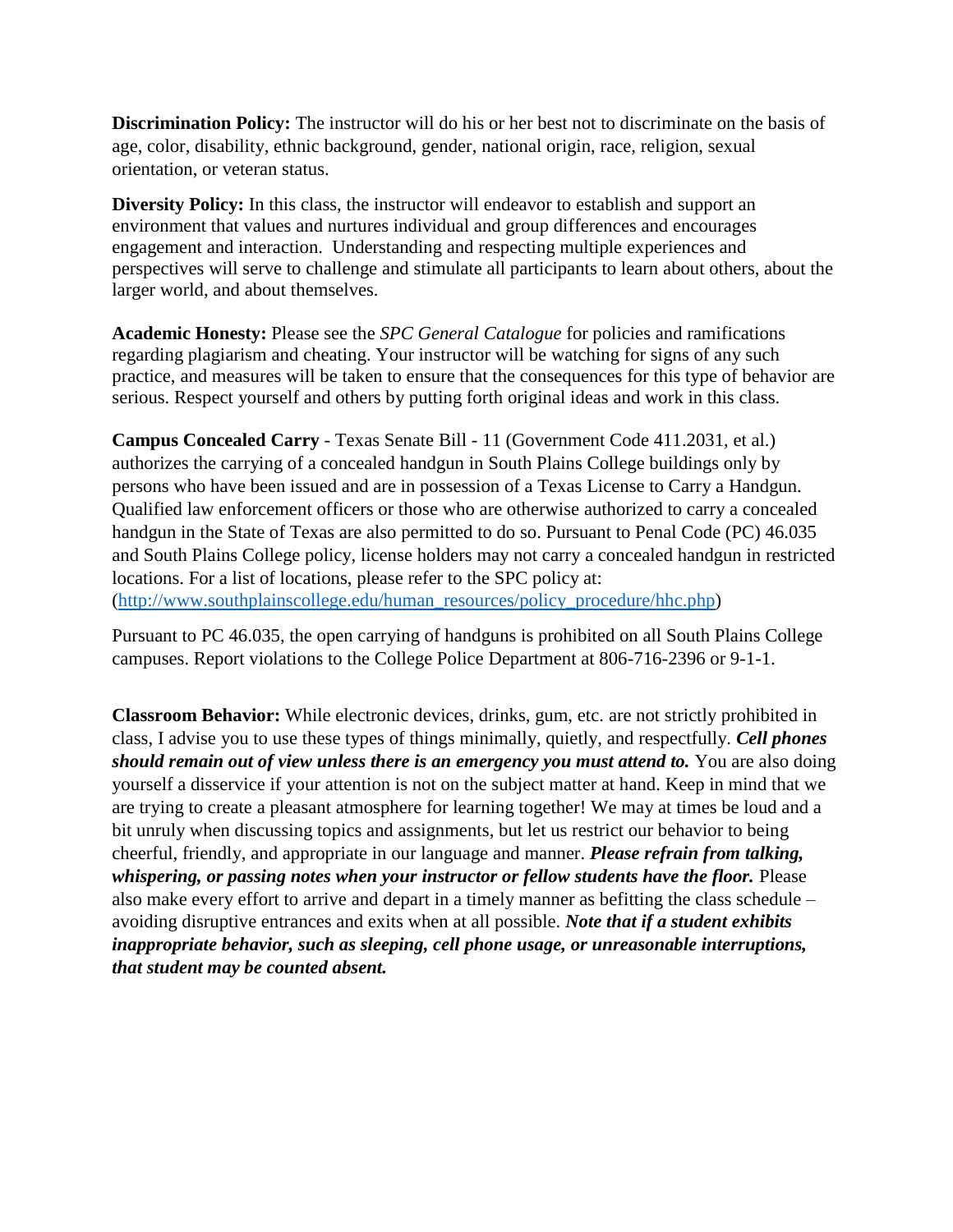**Discrimination Policy:** The instructor will do his or her best not to discriminate on the basis of age, color, disability, ethnic background, gender, national origin, race, religion, sexual orientation, or veteran status.

**Diversity Policy:** In this class, the instructor will endeavor to establish and support an environment that values and nurtures individual and group differences and encourages engagement and interaction. Understanding and respecting multiple experiences and perspectives will serve to challenge and stimulate all participants to learn about others, about the larger world, and about themselves.

**Academic Honesty:** Please see the *SPC General Catalogue* for policies and ramifications regarding plagiarism and cheating. Your instructor will be watching for signs of any such practice, and measures will be taken to ensure that the consequences for this type of behavior are serious. Respect yourself and others by putting forth original ideas and work in this class.

**Campus Concealed Carry** - Texas Senate Bill - 11 (Government Code 411.2031, et al.) authorizes the carrying of a concealed handgun in South Plains College buildings only by persons who have been issued and are in possession of a Texas License to Carry a Handgun. Qualified law enforcement officers or those who are otherwise authorized to carry a concealed handgun in the State of Texas are also permitted to do so. Pursuant to Penal Code (PC) 46.035 and South Plains College policy, license holders may not carry a concealed handgun in restricted locations. For a list of locations, please refer to the SPC policy at: (http://www.southplainscollege.edu/human_resources/policy_procedure/hhc.php)

Pursuant to PC 46.035, the open carrying of handguns is prohibited on all South Plains College campuses. Report violations to the College Police Department at 806-716-2396 or 9-1-1.

**Classroom Behavior:** While electronic devices, drinks, gum, etc. are not strictly prohibited in class, I advise you to use these types of things minimally, quietly, and respectfully. ***Cell phones should remain out of view unless there is an emergency you must attend to.*** You are also doing yourself a disservice if your attention is not on the subject matter at hand. Keep in mind that we are trying to create a pleasant atmosphere for learning together! We may at times be loud and a bit unruly when discussing topics and assignments, but let us restrict our behavior to being cheerful, friendly, and appropriate in our language and manner. ***Please refrain from talking, whispering, or passing notes when your instructor or fellow students have the floor.*** Please also make every effort to arrive and depart in a timely manner as befitting the class schedule – avoiding disruptive entrances and exits when at all possible. ***Note that if a student exhibits inappropriate behavior, such as sleeping, cell phone usage, or unreasonable interruptions, that student may be counted absent.***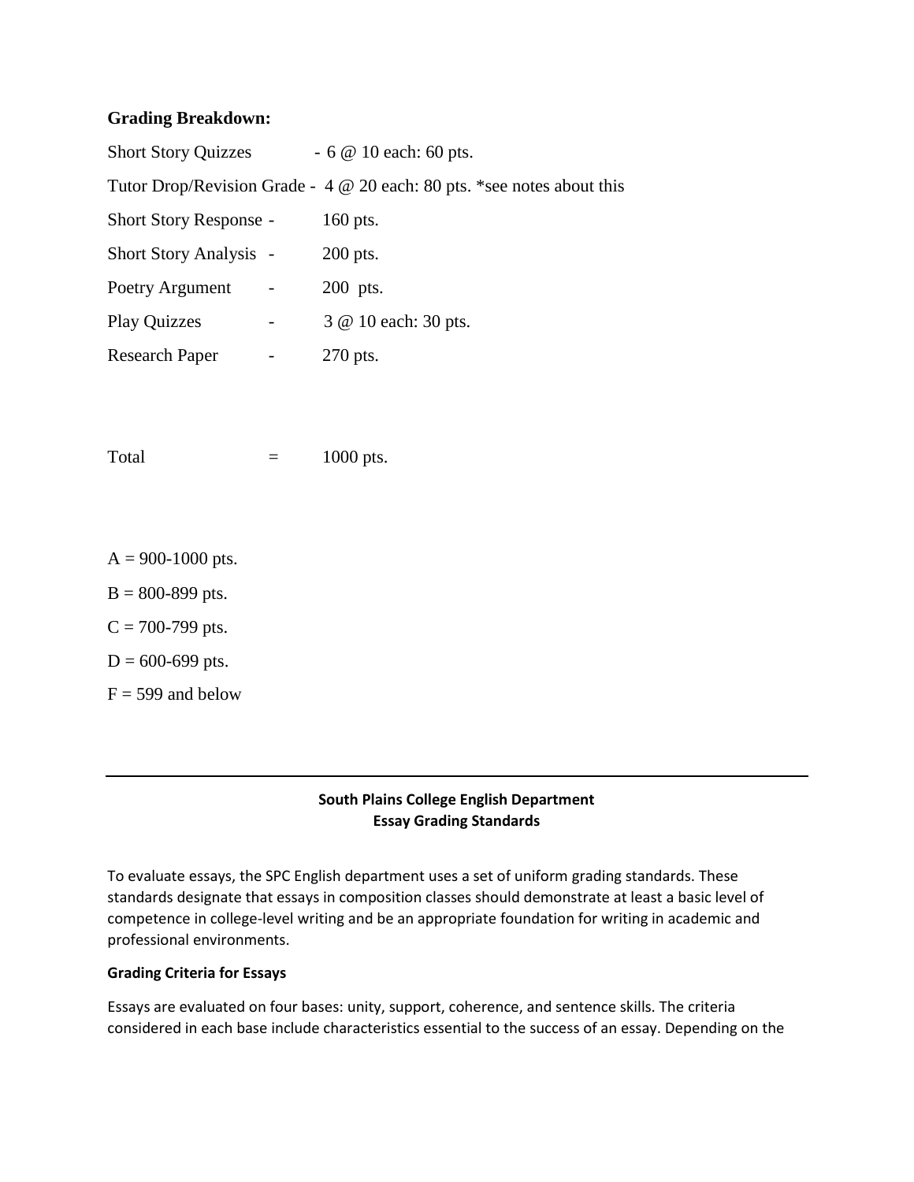**Grading Breakdown:**

Short Story Quizzes - 6 @ 10 each: 60 pts.

Tutor Drop/Revision Grade - 4 @ 20 each: 80 pts. *see notes about this

Short Story Response - 160 pts.

Short Story Analysis - 200 pts.

Poetry Argument - 200 pts.

Play Quizzes - 3 @ 10 each: 30 pts.

Research Paper - 270 pts.

Total = 1000 pts.

A = 900-1000 pts.

B = 800-899 pts.

C = 700-799 pts.

D = 600-699 pts.

F = 599 and below

---

**South Plains College English Department**
**Essay Grading Standards**

To evaluate essays, the SPC English department uses a set of uniform grading standards. These standards designate that essays in composition classes should demonstrate at least a basic level of competence in college-level writing and be an appropriate foundation for writing in academic and professional environments.

**Grading Criteria for Essays**

Essays are evaluated on four bases: unity, support, coherence, and sentence skills. The criteria considered in each base include characteristics essential to the success of an essay. Depending on the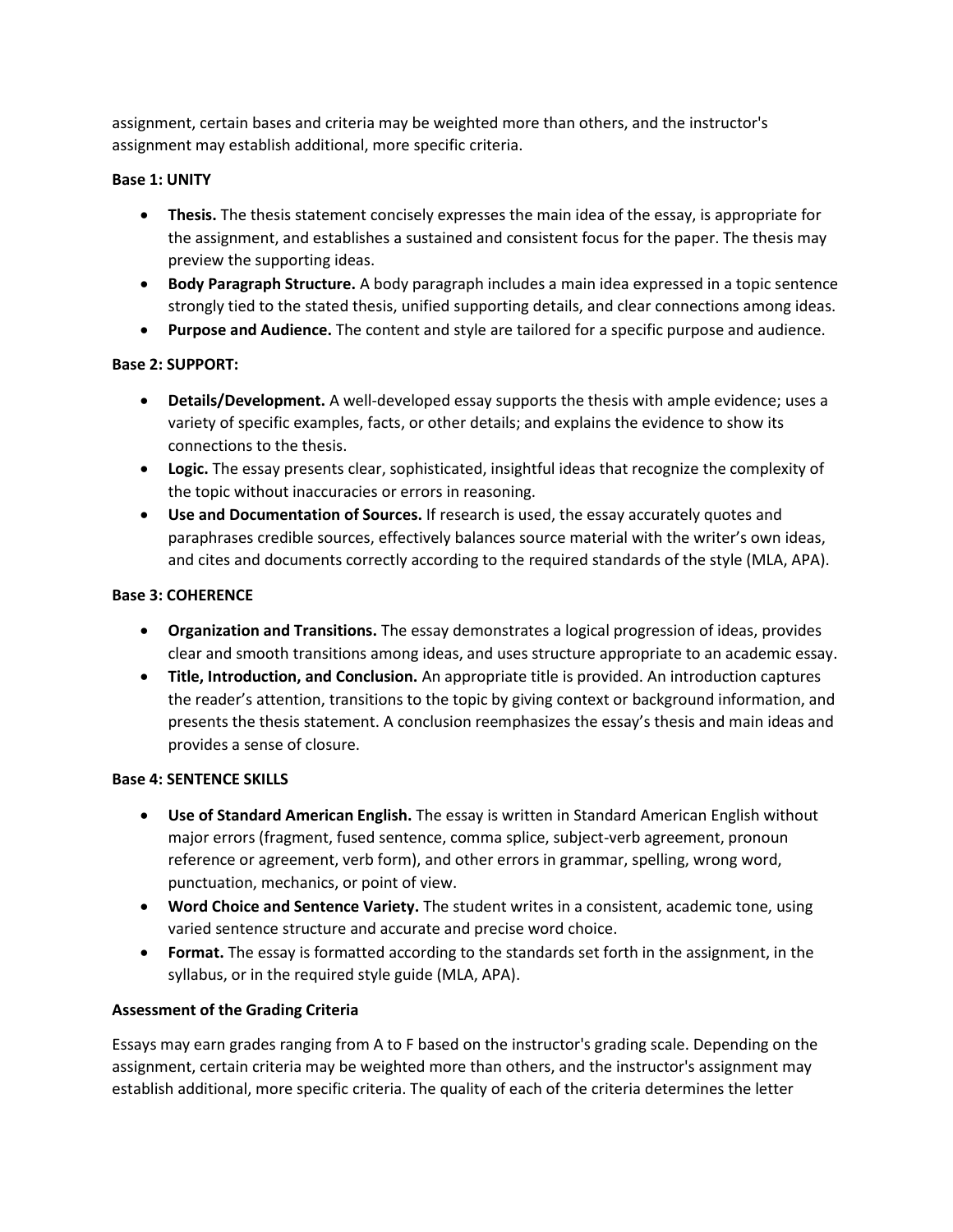assignment, certain bases and criteria may be weighted more than others, and the instructor's assignment may establish additional, more specific criteria.

**Base 1: UNITY**

- **Thesis.** The thesis statement concisely expresses the main idea of the essay, is appropriate for the assignment, and establishes a sustained and consistent focus for the paper. The thesis may preview the supporting ideas.
- **Body Paragraph Structure.** A body paragraph includes a main idea expressed in a topic sentence strongly tied to the stated thesis, unified supporting details, and clear connections among ideas.
- **Purpose and Audience.** The content and style are tailored for a specific purpose and audience.

**Base 2: SUPPORT:**

- **Details/Development.** A well-developed essay supports the thesis with ample evidence; uses a variety of specific examples, facts, or other details; and explains the evidence to show its connections to the thesis.
- **Logic.** The essay presents clear, sophisticated, insightful ideas that recognize the complexity of the topic without inaccuracies or errors in reasoning.
- **Use and Documentation of Sources.** If research is used, the essay accurately quotes and paraphrases credible sources, effectively balances source material with the writer's own ideas, and cites and documents correctly according to the required standards of the style (MLA, APA).

**Base 3: COHERENCE**

- **Organization and Transitions.** The essay demonstrates a logical progression of ideas, provides clear and smooth transitions among ideas, and uses structure appropriate to an academic essay.
- **Title, Introduction, and Conclusion.** An appropriate title is provided. An introduction captures the reader's attention, transitions to the topic by giving context or background information, and presents the thesis statement. A conclusion reemphasizes the essay's thesis and main ideas and provides a sense of closure.

**Base 4: SENTENCE SKILLS**

- **Use of Standard American English.** The essay is written in Standard American English without major errors (fragment, fused sentence, comma splice, subject-verb agreement, pronoun reference or agreement, verb form), and other errors in grammar, spelling, wrong word, punctuation, mechanics, or point of view.
- **Word Choice and Sentence Variety.** The student writes in a consistent, academic tone, using varied sentence structure and accurate and precise word choice.
- **Format.** The essay is formatted according to the standards set forth in the assignment, in the syllabus, or in the required style guide (MLA, APA).

**Assessment of the Grading Criteria**

Essays may earn grades ranging from A to F based on the instructor's grading scale. Depending on the assignment, certain criteria may be weighted more than others, and the instructor's assignment may establish additional, more specific criteria. The quality of each of the criteria determines the letter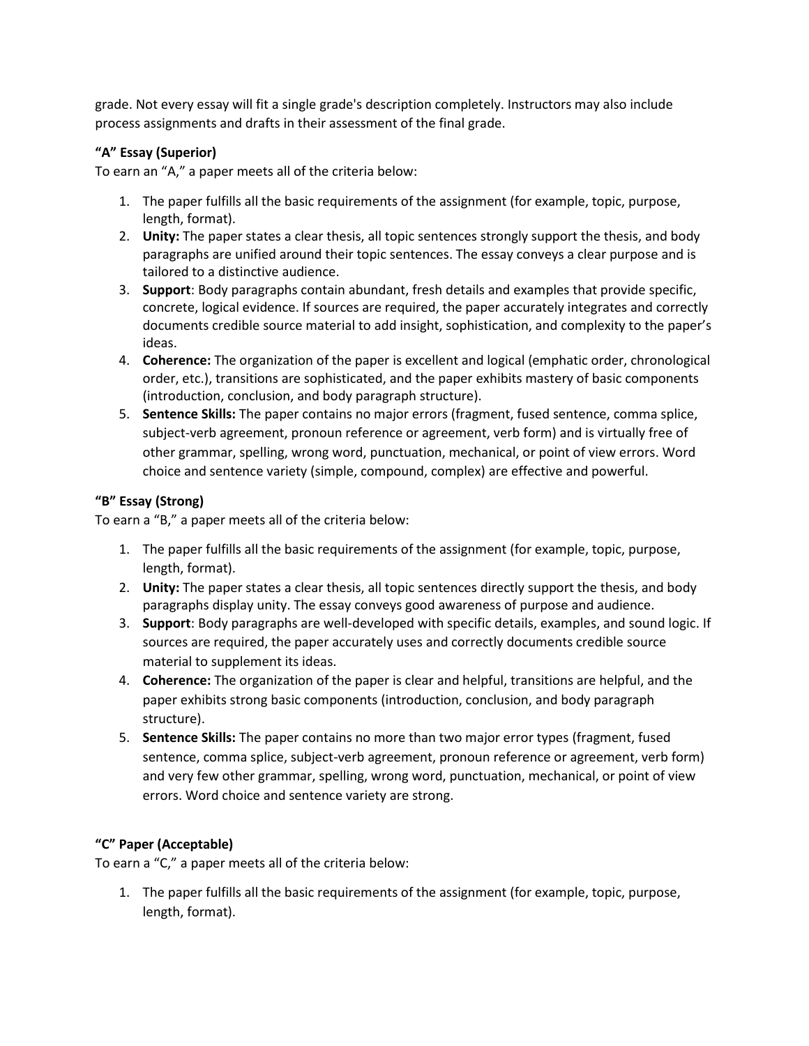grade. Not every essay will fit a single grade's description completely. Instructors may also include process assignments and drafts in their assessment of the final grade.

**"A" Essay (Superior)**
To earn an "A," a paper meets all of the criteria below:

1. The paper fulfills all the basic requirements of the assignment (for example, topic, purpose, length, format).
2. **Unity:** The paper states a clear thesis, all topic sentences strongly support the thesis, and body paragraphs are unified around their topic sentences. The essay conveys a clear purpose and is tailored to a distinctive audience.
3. **Support**: Body paragraphs contain abundant, fresh details and examples that provide specific, concrete, logical evidence. If sources are required, the paper accurately integrates and correctly documents credible source material to add insight, sophistication, and complexity to the paper's ideas.
4. **Coherence:** The organization of the paper is excellent and logical (emphatic order, chronological order, etc.), transitions are sophisticated, and the paper exhibits mastery of basic components (introduction, conclusion, and body paragraph structure).
5. **Sentence Skills:** The paper contains no major errors (fragment, fused sentence, comma splice, subject-verb agreement, pronoun reference or agreement, verb form) and is virtually free of other grammar, spelling, wrong word, punctuation, mechanical, or point of view errors. Word choice and sentence variety (simple, compound, complex) are effective and powerful.

**"B" Essay (Strong)**
To earn a "B," a paper meets all of the criteria below:

1. The paper fulfills all the basic requirements of the assignment (for example, topic, purpose, length, format).
2. **Unity:** The paper states a clear thesis, all topic sentences directly support the thesis, and body paragraphs display unity. The essay conveys good awareness of purpose and audience.
3. **Support**: Body paragraphs are well-developed with specific details, examples, and sound logic. If sources are required, the paper accurately uses and correctly documents credible source material to supplement its ideas.
4. **Coherence:** The organization of the paper is clear and helpful, transitions are helpful, and the paper exhibits strong basic components (introduction, conclusion, and body paragraph structure).
5. **Sentence Skills:** The paper contains no more than two major error types (fragment, fused sentence, comma splice, subject-verb agreement, pronoun reference or agreement, verb form) and very few other grammar, spelling, wrong word, punctuation, mechanical, or point of view errors. Word choice and sentence variety are strong.

**"C" Paper (Acceptable)**
To earn a "C," a paper meets all of the criteria below:

1. The paper fulfills all the basic requirements of the assignment (for example, topic, purpose, length, format).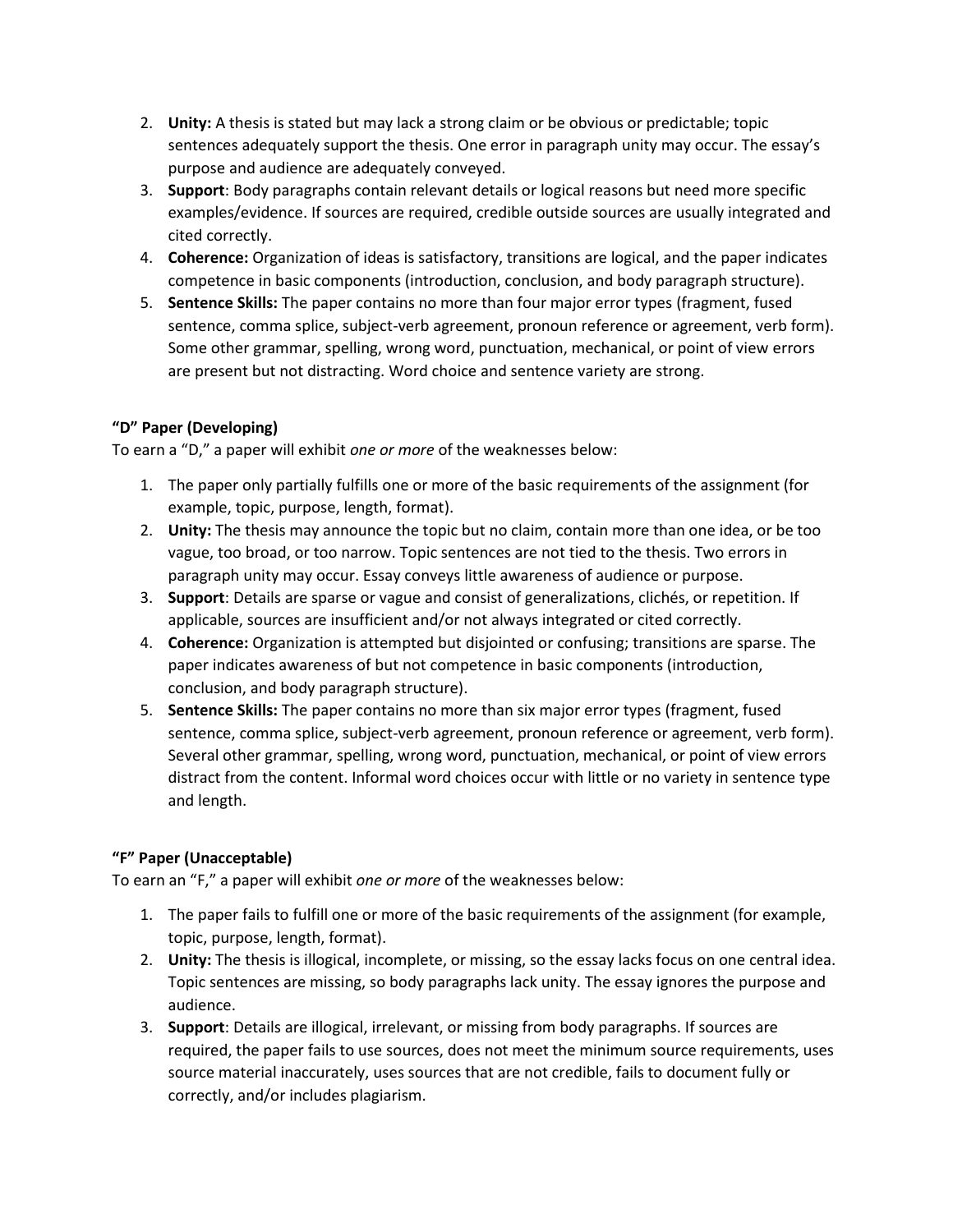2. **Unity:** A thesis is stated but may lack a strong claim or be obvious or predictable; topic sentences adequately support the thesis. One error in paragraph unity may occur. The essay's purpose and audience are adequately conveyed.
3. **Support**: Body paragraphs contain relevant details or logical reasons but need more specific examples/evidence. If sources are required, credible outside sources are usually integrated and cited correctly.
4. **Coherence:** Organization of ideas is satisfactory, transitions are logical, and the paper indicates competence in basic components (introduction, conclusion, and body paragraph structure).
5. **Sentence Skills:** The paper contains no more than four major error types (fragment, fused sentence, comma splice, subject-verb agreement, pronoun reference or agreement, verb form). Some other grammar, spelling, wrong word, punctuation, mechanical, or point of view errors are present but not distracting. Word choice and sentence variety are strong.

**"D" Paper (Developing)**

To earn a "D," a paper will exhibit *one or more* of the weaknesses below:

1. The paper only partially fulfills one or more of the basic requirements of the assignment (for example, topic, purpose, length, format).
2. **Unity:** The thesis may announce the topic but no claim, contain more than one idea, or be too vague, too broad, or too narrow. Topic sentences are not tied to the thesis. Two errors in paragraph unity may occur. Essay conveys little awareness of audience or purpose.
3. **Support**: Details are sparse or vague and consist of generalizations, clichés, or repetition. If applicable, sources are insufficient and/or not always integrated or cited correctly.
4. **Coherence:** Organization is attempted but disjointed or confusing; transitions are sparse. The paper indicates awareness of but not competence in basic components (introduction, conclusion, and body paragraph structure).
5. **Sentence Skills:** The paper contains no more than six major error types (fragment, fused sentence, comma splice, subject-verb agreement, pronoun reference or agreement, verb form). Several other grammar, spelling, wrong word, punctuation, mechanical, or point of view errors distract from the content. Informal word choices occur with little or no variety in sentence type and length.

**"F" Paper (Unacceptable)**

To earn an "F," a paper will exhibit *one or more* of the weaknesses below:

1. The paper fails to fulfill one or more of the basic requirements of the assignment (for example, topic, purpose, length, format).
2. **Unity:** The thesis is illogical, incomplete, or missing, so the essay lacks focus on one central idea. Topic sentences are missing, so body paragraphs lack unity. The essay ignores the purpose and audience.
3. **Support**: Details are illogical, irrelevant, or missing from body paragraphs. If sources are required, the paper fails to use sources, does not meet the minimum source requirements, uses source material inaccurately, uses sources that are not credible, fails to document fully or correctly, and/or includes plagiarism.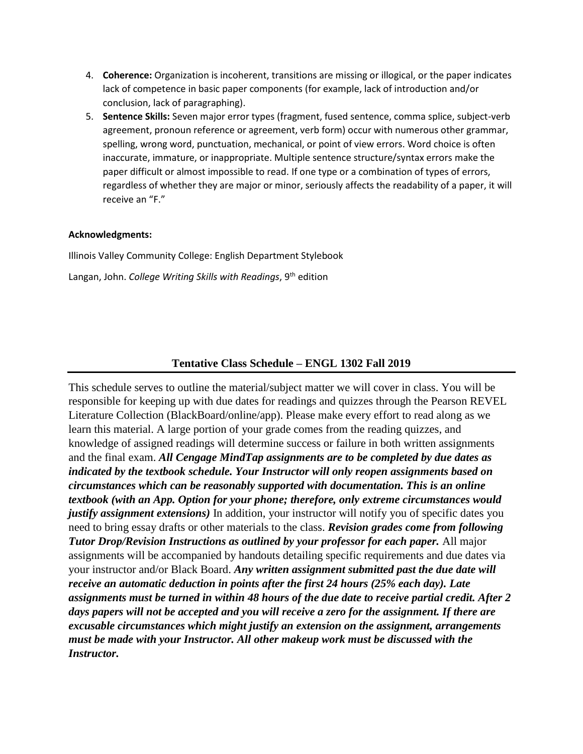4. **Coherence:** Organization is incoherent, transitions are missing or illogical, or the paper indicates lack of competence in basic paper components (for example, lack of introduction and/or conclusion, lack of paragraphing).
5. **Sentence Skills:** Seven major error types (fragment, fused sentence, comma splice, subject-verb agreement, pronoun reference or agreement, verb form) occur with numerous other grammar, spelling, wrong word, punctuation, mechanical, or point of view errors. Word choice is often inaccurate, immature, or inappropriate. Multiple sentence structure/syntax errors make the paper difficult or almost impossible to read. If one type or a combination of types of errors, regardless of whether they are major or minor, seriously affects the readability of a paper, it will receive an "F."

**Acknowledgments:**

Illinois Valley Community College: English Department Stylebook

Langan, John. *College Writing Skills with Readings*, 9th edition

## Tentative Class Schedule – ENGL 1302 Fall 2019

This schedule serves to outline the material/subject matter we will cover in class. You will be responsible for keeping up with due dates for readings and quizzes through the Pearson REVEL Literature Collection (BlackBoard/online/app). Please make every effort to read along as we learn this material. A large portion of your grade comes from the reading quizzes, and knowledge of assigned readings will determine success or failure in both written assignments and the final exam. ***All Cengage MindTap assignments are to be completed by due dates as indicated by the textbook schedule. Your Instructor will only reopen assignments based on circumstances which can be reasonably supported with documentation. This is an online textbook (with an App. Option for your phone; therefore, only extreme circumstances would justify assignment extensions)*** In addition, your instructor will notify you of specific dates you need to bring essay drafts or other materials to the class. ***Revision grades come from following Tutor Drop/Revision Instructions as outlined by your professor for each paper.*** All major assignments will be accompanied by handouts detailing specific requirements and due dates via your instructor and/or Black Board. ***Any written assignment submitted past the due date will receive an automatic deduction in points after the first 24 hours (25% each day). Late assignments must be turned in within 48 hours of the due date to receive partial credit. After 2 days papers will not be accepted and you will receive a zero for the assignment. If there are excusable circumstances which might justify an extension on the assignment, arrangements must be made with your Instructor. All other makeup work must be discussed with the Instructor.***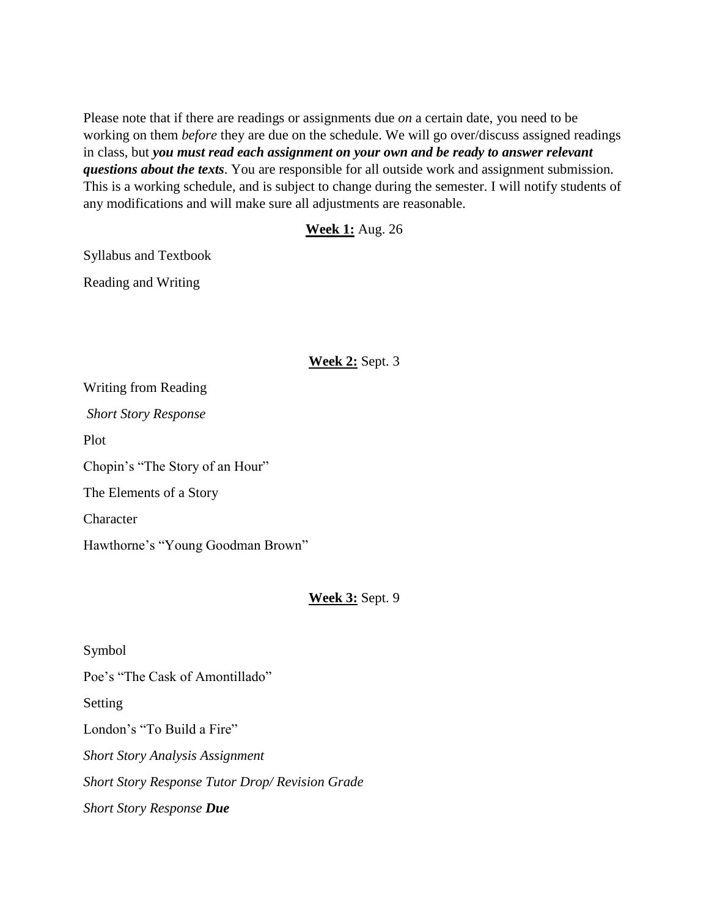Please note that if there are readings or assignments due *on* a certain date, you need to be working on them *before* they are due on the schedule. We will go over/discuss assigned readings in class, but ***you must read each assignment on your own and be ready to answer relevant questions about the texts***. You are responsible for all outside work and assignment submission. This is a working schedule, and is subject to change during the semester. I will notify students of any modifications and will make sure all adjustments are reasonable.

**Week 1:** Aug. 26

Syllabus and Textbook

Reading and Writing

**Week 2:** Sept. 3

Writing from Reading

*Short Story Response*

Plot

Chopin's "The Story of an Hour"

The Elements of a Story

Character

Hawthorne's "Young Goodman Brown"

**Week 3:** Sept. 9

Symbol

Poe's "The Cask of Amontillado"

Setting

London's "To Build a Fire"

*Short Story Analysis Assignment*

*Short Story Response Tutor Drop/ Revision Grade*

*Short Story Response* ***Due***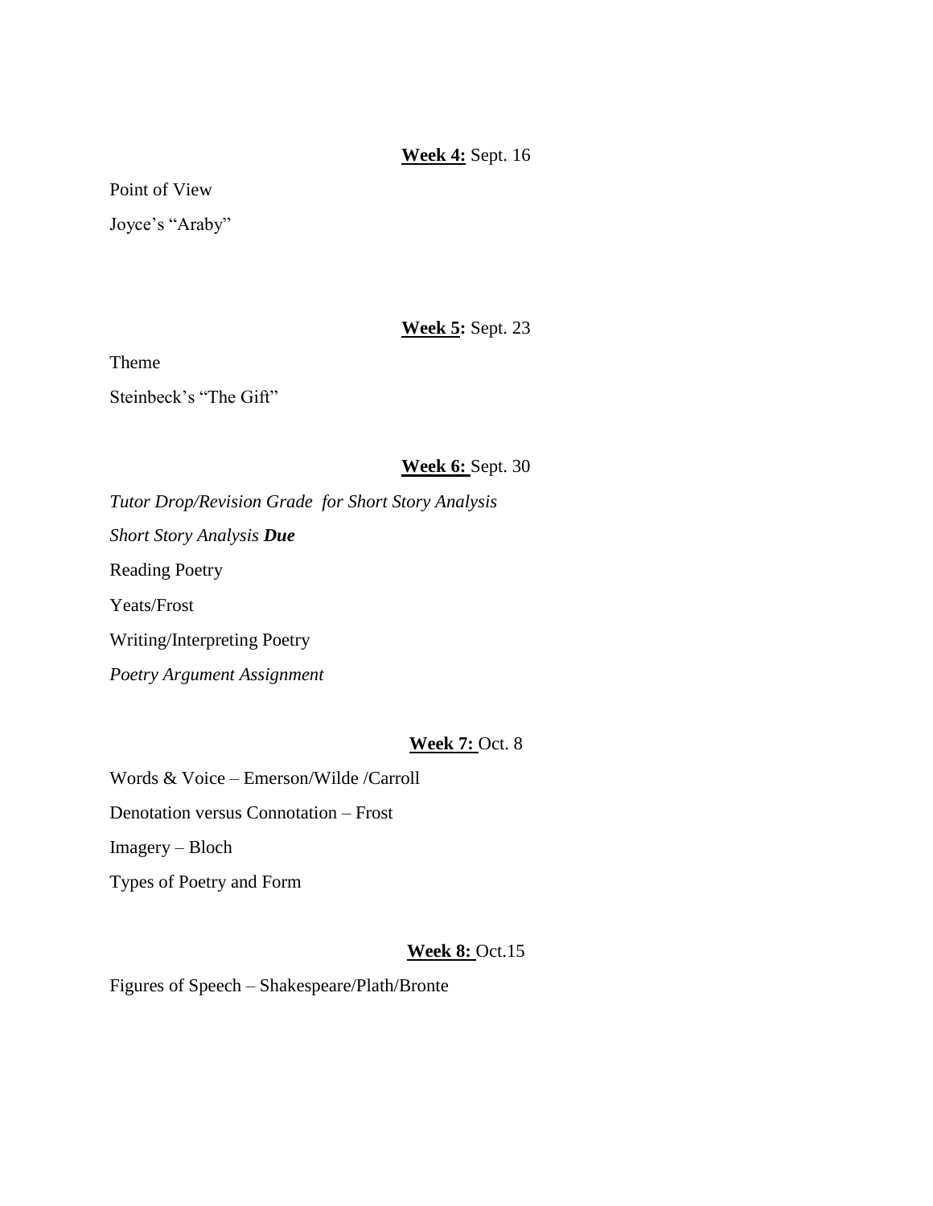**Week 4:** Sept. 16

Point of View

Joyce's "Araby"

**Week 5:** Sept. 23

Theme

Steinbeck's "The Gift"

**Week 6:** Sept. 30

*Tutor Drop/Revision Grade for Short Story Analysis*

*Short Story Analysis* ***Due***

Reading Poetry

Yeats/Frost

Writing/Interpreting Poetry

*Poetry Argument Assignment*

**Week 7:** Oct. 8

Words & Voice – Emerson/Wilde /Carroll

Denotation versus Connotation – Frost

Imagery – Bloch

Types of Poetry and Form

**Week 8:** Oct.15

Figures of Speech – Shakespeare/Plath/Bronte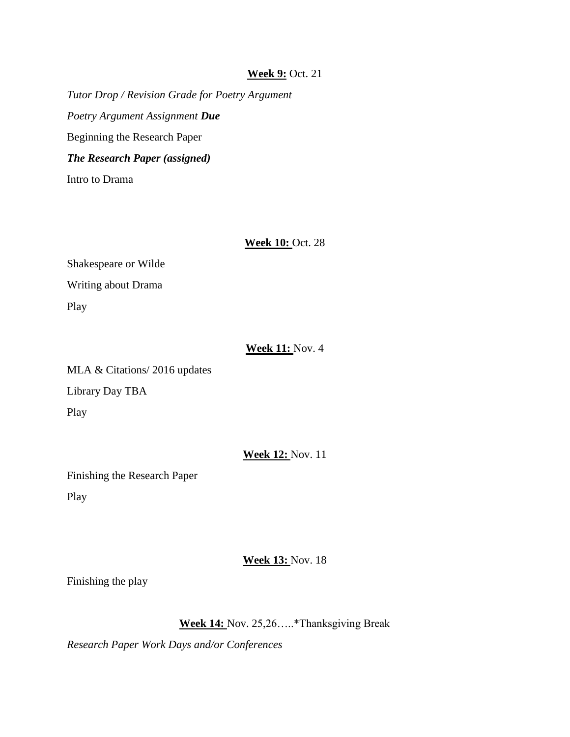**Week 9:** Oct. 21

*Tutor Drop / Revision Grade for Poetry Argument*

*Poetry Argument Assignment **Due***

Beginning the Research Paper

***The Research Paper (assigned)***

Intro to Drama

**Week 10:** Oct. 28

Shakespeare or Wilde

Writing about Drama

Play

**Week 11:** Nov. 4

MLA & Citations/ 2016 updates

Library Day TBA

Play

**Week 12:** Nov. 11

Finishing the Research Paper

Play

**Week 13:** Nov. 18

Finishing the play

**Week 14:** Nov. 25,26…..*Thanksgiving Break

*Research Paper Work Days and/or Conferences*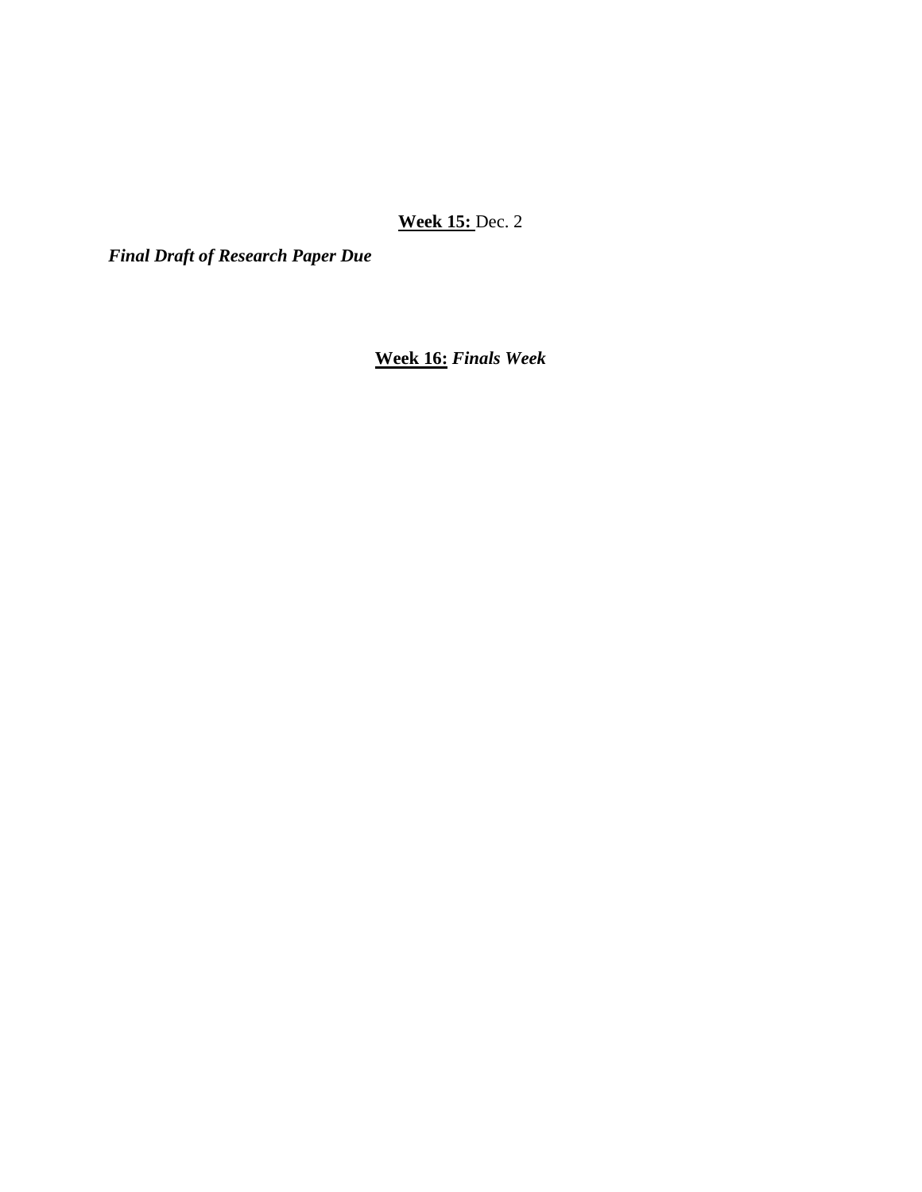**Week 15:** Dec. 2

***Final Draft of Research Paper Due***

**Week 16:** ***Finals Week***